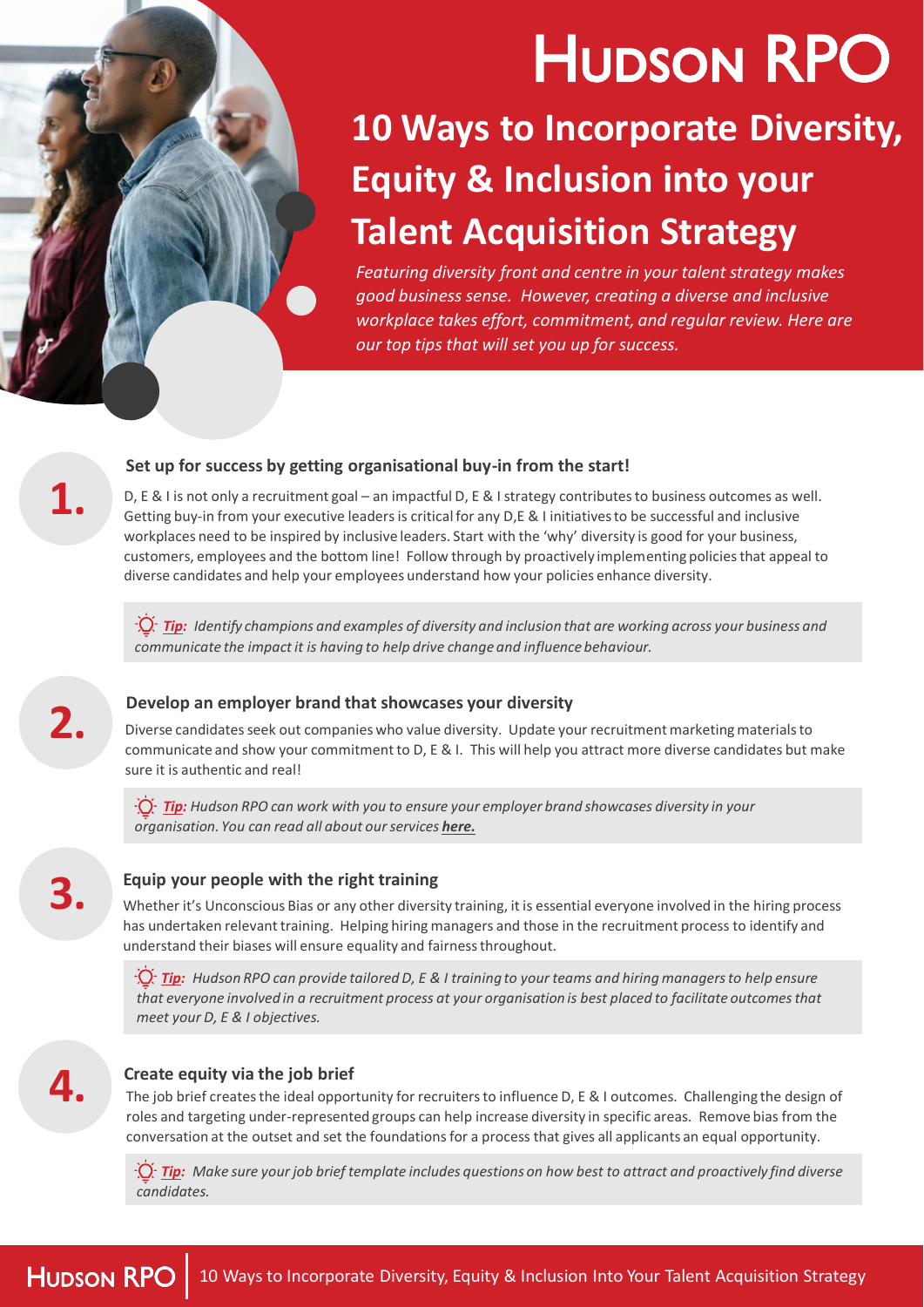# HUDSON RPO

## 10 Ways to Incorporate Diversity, Equity & Inclusion into your Talent Acquisition Strategy

*Featuring diversity front and centre in your talent strategy makes good business sense. However, creating a diverse and inclusive workplace takes effort, commitment, and regular review. Here are our top tips that will set you up for success.*

### 1. Set up for success by getting organisational buy-in from the start!

D, E & I is not only a recruitment goal – an impactful D, E & I strategy contributes to business outcomes as well. Getting buy-in from your executive leaders is critical for any D,E & I initiatives to be successful and inclusive workplaces need to be inspired by inclusive leaders. Start with the 'why' diversity is good for your business, customers, employees and the bottom line! Follow through by proactively implementing policies that appeal to diverse candidates and help your employees understand how your policies enhance diversity.

> ***Tip:*** *Identify champions and examples of diversity and inclusion that are working across your business and communicate the impact it is having to help drive change and influence behaviour.*

### 2. Develop an employer brand that showcases your diversity

Diverse candidates seek out companies who value diversity. Update your recruitment marketing materials to communicate and show your commitment to D, E & I. This will help you attract more diverse candidates but make sure it is authentic and real!

> ***Tip:*** *Hudson RPO can work with you to ensure your employer brand showcases diversity in your organisation. You can read all about our services **here.***

### 3. Equip your people with the right training

Whether it's Unconscious Bias or any other diversity training, it is essential everyone involved in the hiring process has undertaken relevant training. Helping hiring managers and those in the recruitment process to identify and understand their biases will ensure equality and fairness throughout.

> ***Tip:*** *Hudson RPO can provide tailored D, E & I training to your teams and hiring managers to help ensure that everyone involved in a recruitment process at your organisation is best placed to facilitate outcomes that meet your D, E & I objectives.*

### 4. Create equity via the job brief

The job brief creates the ideal opportunity for recruiters to influence D, E & I outcomes. Challenging the design of roles and targeting under-represented groups can help increase diversity in specific areas. Remove bias from the conversation at the outset and set the foundations for a process that gives all applicants an equal opportunity.

> ***Tip:*** *Make sure your job brief template includes questions on how best to attract and proactively find diverse candidates.*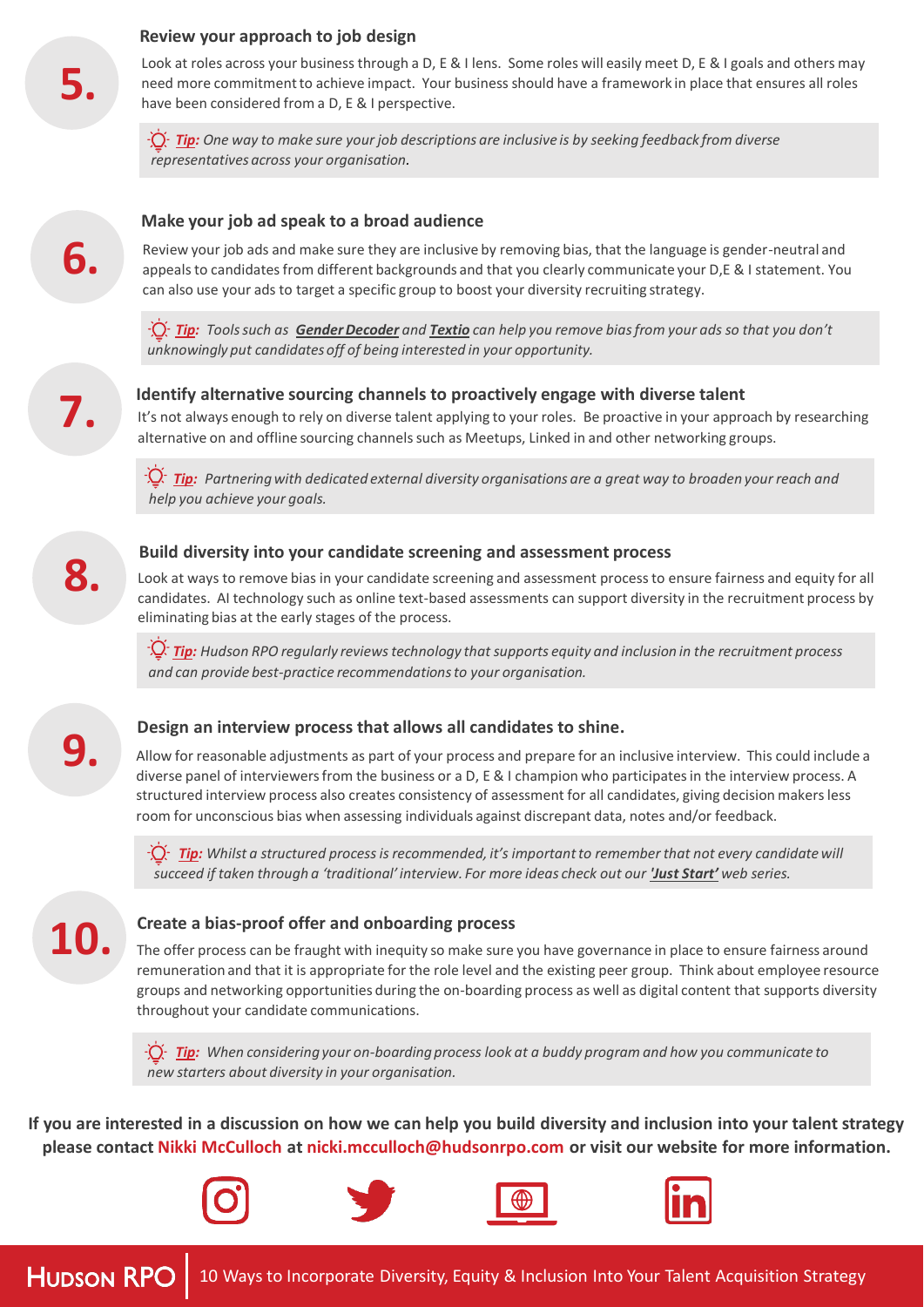## 5. Review your approach to job design

Look at roles across your business through a D, E & I lens. Some roles will easily meet D, E & I goals and others may need more commitment to achieve impact. Your business should have a framework in place that ensures all roles have been considered from a D, E & I perspective.

> ***Tip:*** *One way to make sure your job descriptions are inclusive is by seeking feedback from diverse representatives across your organisation.*

## 6. Make your job ad speak to a broad audience

Review your job ads and make sure they are inclusive by removing bias, that the language is gender-neutral and appeals to candidates from different backgrounds and that you clearly communicate your D,E & I statement. You can also use your ads to target a specific group to boost your diversity recruiting strategy.

> ***Tip:*** *Tools such as **Gender Decoder** and **Textio** can help you remove bias from your ads so that you don't unknowingly put candidates off of being interested in your opportunity.*

## 7. Identify alternative sourcing channels to proactively engage with diverse talent

It's not always enough to rely on diverse talent applying to your roles. Be proactive in your approach by researching alternative on and offline sourcing channels such as Meetups, Linked in and other networking groups.

> ***Tip:*** *Partnering with dedicated external diversity organisations are a great way to broaden your reach and help you achieve your goals.*

## 8. Build diversity into your candidate screening and assessment process

Look at ways to remove bias in your candidate screening and assessment process to ensure fairness and equity for all candidates. AI technology such as online text-based assessments can support diversity in the recruitment process by eliminating bias at the early stages of the process.

> ***Tip:*** *Hudson RPO regularly reviews technology that supports equity and inclusion in the recruitment process and can provide best-practice recommendations to your organisation.*

## 9. Design an interview process that allows all candidates to shine.

Allow for reasonable adjustments as part of your process and prepare for an inclusive interview. This could include a diverse panel of interviewers from the business or a D, E & I champion who participates in the interview process. A structured interview process also creates consistency of assessment for all candidates, giving decision makers less room for unconscious bias when assessing individuals against discrepant data, notes and/or feedback.

> ***Tip:*** *Whilst a structured process is recommended, it's important to remember that not every candidate will succeed if taken through a 'traditional' interview. For more ideas check out our **'Just Start'** web series.*

## 10. Create a bias-proof offer and onboarding process

The offer process can be fraught with inequity so make sure you have governance in place to ensure fairness around remuneration and that it is appropriate for the role level and the existing peer group. Think about employee resource groups and networking opportunities during the on-boarding process as well as digital content that supports diversity throughout your candidate communications.

> ***Tip:*** *When considering your on-boarding process look at a buddy program and how you communicate to new starters about diversity in your organisation.*

**If you are interested in a discussion on how we can help you build diversity and inclusion into your talent strategy please contact Nikki McCulloch at nicki.mcculloch@hudsonrpo.com or visit our website for more information.**